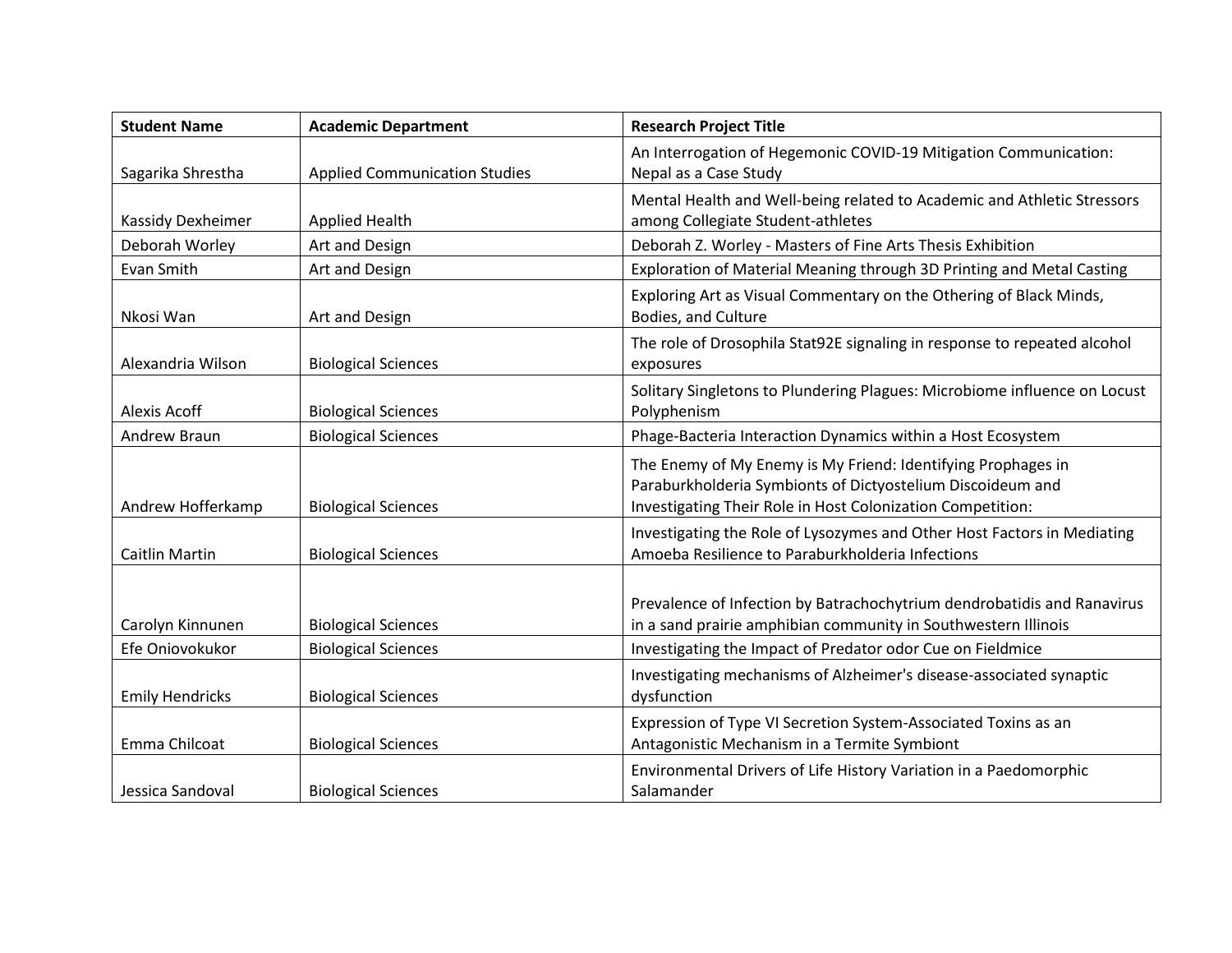| Student Name | Academic Department | Research Project Title |
|---|---|---|
| Sagarika Shrestha | Applied Communication Studies | An Interrogation of Hegemonic COVID-19 Mitigation Communication: Nepal as a Case Study |
| Kassidy Dexheimer | Applied Health | Mental Health and Well-being related to Academic and Athletic Stressors among Collegiate Student-athletes |
| Deborah Worley | Art and Design | Deborah Z. Worley - Masters of Fine Arts Thesis Exhibition |
| Evan Smith | Art and Design | Exploration of Material Meaning through 3D Printing and Metal Casting |
| Nkosi Wan | Art and Design | Exploring Art as Visual Commentary on the Othering of Black Minds, Bodies, and Culture |
| Alexandria Wilson | Biological Sciences | The role of Drosophila Stat92E signaling in response to repeated alcohol exposures |
| Alexis Acoff | Biological Sciences | Solitary Singletons to Plundering Plagues: Microbiome influence on Locust Polyphenism |
| Andrew Braun | Biological Sciences | Phage-Bacteria Interaction Dynamics within a Host Ecosystem |
| Andrew Hofferkamp | Biological Sciences | The Enemy of My Enemy is My Friend: Identifying Prophages in Paraburkholderia Symbionts of Dictyostelium Discoideum and Investigating Their Role in Host Colonization Competition: |
| Caitlin Martin | Biological Sciences | Investigating the Role of Lysozymes and Other Host Factors in Mediating Amoeba Resilience to Paraburkholderia Infections |
| Carolyn Kinnunen | Biological Sciences | Prevalence of Infection by Batrachochytrium dendrobatidis and Ranavirus in a sand prairie amphibian community in Southwestern Illinois |
| Efe Oniovokukor | Biological Sciences | Investigating the Impact of Predator odor Cue on Fieldmice |
| Emily Hendricks | Biological Sciences | Investigating mechanisms of Alzheimer's disease-associated synaptic dysfunction |
| Emma Chilcoat | Biological Sciences | Expression of Type VI Secretion System-Associated Toxins as an Antagonistic Mechanism in a Termite Symbiont |
| Jessica Sandoval | Biological Sciences | Environmental Drivers of Life History Variation in a Paedomorphic Salamander |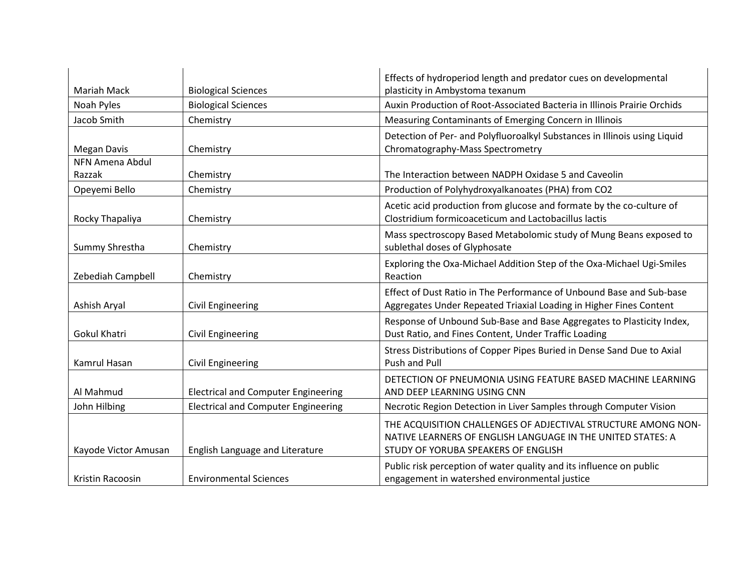| | | |
|---|---|---|
| Mariah Mack | Biological Sciences | Effects of hydroperiod length and predator cues on developmental plasticity in Ambystoma texanum |
| Noah Pyles | Biological Sciences | Auxin Production of Root-Associated Bacteria in Illinois Prairie Orchids |
| Jacob Smith | Chemistry | Measuring Contaminants of Emerging Concern in Illinois |
| Megan Davis | Chemistry | Detection of Per- and Polyfluoroalkyl Substances in Illinois using Liquid Chromatography-Mass Spectrometry |
| NFN Amena Abdul Razzak | Chemistry | The Interaction between NADPH Oxidase 5 and Caveolin |
| Opeyemi Bello | Chemistry | Production of Polyhydroxyalkanoates (PHA) from $CO_2$ |
| Rocky Thapaliya | Chemistry | Acetic acid production from glucose and formate by the co-culture of Clostridium formicoaceticum and Lactobacillus lactis |
| Summy Shrestha | Chemistry | Mass spectroscopy Based Metabolomic study of Mung Beans exposed to sublethal doses of Glyphosate |
| Zebediah Campbell | Chemistry | Exploring the Oxa-Michael Addition Step of the Oxa-Michael Ugi-Smiles Reaction |
| Ashish Aryal | Civil Engineering | Effect of Dust Ratio In The Performance of Unbound Base and Sub-base Aggregates Under Repeated Triaxial Loading in Higher Fines Content |
| Gokul Khatri | Civil Engineering | Response of Unbound Sub-Base and Base Aggregates to Plasticity Index, Dust Ratio, and Fines Content, Under Traffic Loading |
| Kamrul Hasan | Civil Engineering | Stress Distributions of Copper Pipes Buried in Dense Sand Due to Axial Push and Pull |
| Al Mahmud | Electrical and Computer Engineering | DETECTION OF PNEUMONIA USING FEATURE BASED MACHINE LEARNING AND DEEP LEARNING USING CNN |
| John Hilbing | Electrical and Computer Engineering | Necrotic Region Detection in Liver Samples through Computer Vision |
| Kayode Victor Amusan | English Language and Literature | THE ACQUISITION CHALLENGES OF ADJECTIVAL STRUCTURE AMONG NON-NATIVE LEARNERS OF ENGLISH LANGUAGE IN THE UNITED STATES: A STUDY OF YORUBA SPEAKERS OF ENGLISH |
| Kristin Racoosin | Environmental Sciences | Public risk perception of water quality and its influence on public engagement in watershed environmental justice |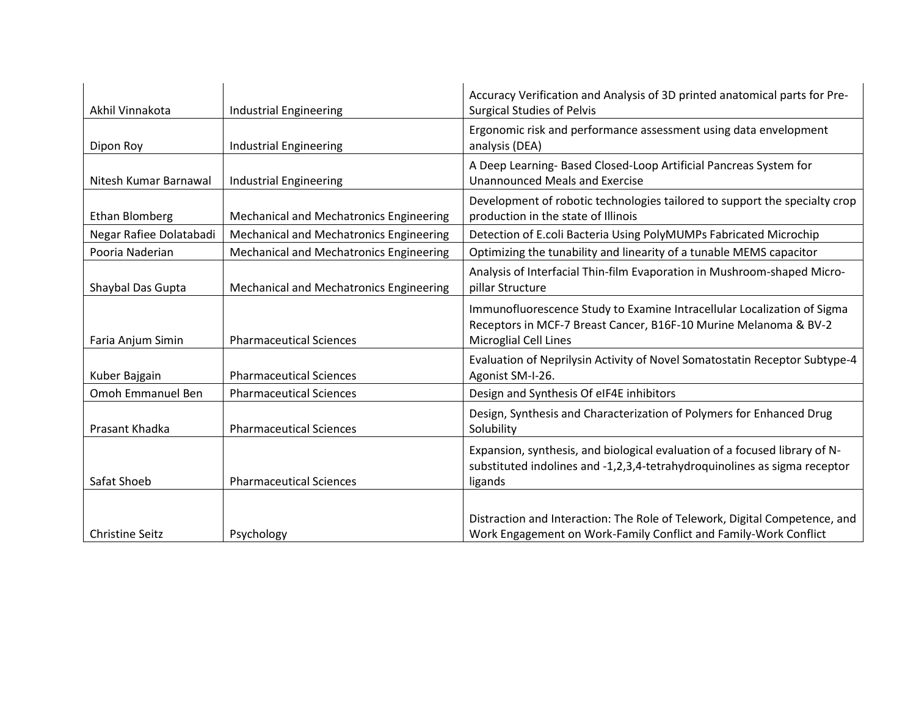| | | |
|---|---|---|
| Akhil Vinnakota | Industrial Engineering | Accuracy Verification and Analysis of 3D printed anatomical parts for Pre-Surgical Studies of Pelvis |
| Dipon Roy | Industrial Engineering | Ergonomic risk and performance assessment using data envelopment analysis (DEA) |
| Nitesh Kumar Barnawal | Industrial Engineering | A Deep Learning- Based Closed-Loop Artificial Pancreas System for Unannounced Meals and Exercise |
| Ethan Blomberg | Mechanical and Mechatronics Engineering | Development of robotic technologies tailored to support the specialty crop production in the state of Illinois |
| Negar Rafiee Dolatabadi | Mechanical and Mechatronics Engineering | Detection of E.coli Bacteria Using PolyMUMPs Fabricated Microchip |
| Pooria Naderian | Mechanical and Mechatronics Engineering | Optimizing the tunability and linearity of a tunable MEMS capacitor |
| Shaybal Das Gupta | Mechanical and Mechatronics Engineering | Analysis of Interfacial Thin-film Evaporation in Mushroom-shaped Micro-pillar Structure |
| Faria Anjum Simin | Pharmaceutical Sciences | Immunofluorescence Study to Examine Intracellular Localization of Sigma Receptors in MCF-7 Breast Cancer, B16F-10 Murine Melanoma & BV-2 Microglial Cell Lines |
| Kuber Bajgain | Pharmaceutical Sciences | Evaluation of Neprilysin Activity of Novel Somatostatin Receptor Subtype-4 Agonist SM-I-26. |
| Omoh Emmanuel Ben | Pharmaceutical Sciences | Design and Synthesis Of eIF4E inhibitors |
| Prasant Khadka | Pharmaceutical Sciences | Design, Synthesis and Characterization of Polymers for Enhanced Drug Solubility |
| Safat Shoeb | Pharmaceutical Sciences | Expansion, synthesis, and biological evaluation of a focused library of N-substituted indolines and -1,2,3,4-tetrahydroquinolines as sigma receptor ligands |
| Christine Seitz | Psychology | Distraction and Interaction: The Role of Telework, Digital Competence, and Work Engagement on Work-Family Conflict and Family-Work Conflict |